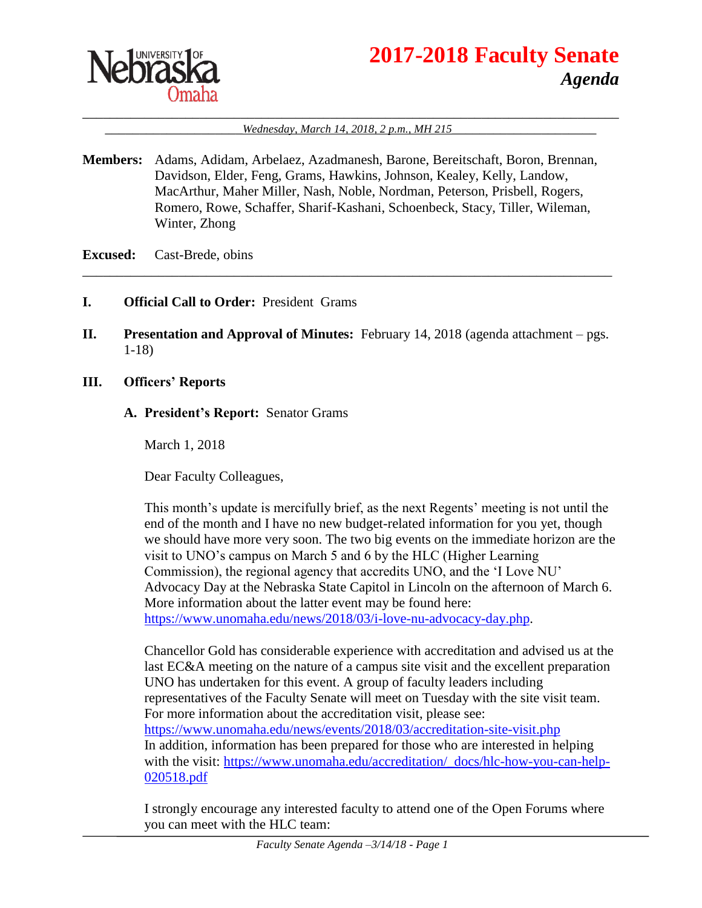# 2017-2018 Faculty Senate

## *Agenda*

*Wednesday, March 14, 2018, 2 p.m., MH 215*

**Members:** Adams, Adidam, Arbelaez, Azadmanesh, Barone, Bereitschaft, Boron, Brennan, Davidson, Elder, Feng, Grams, Hawkins, Johnson, Kealey, Kelly, Landow, MacArthur, Maher Miller, Nash, Noble, Nordman, Peterson, Prisbell, Rogers, Romero, Rowe, Schaffer, Sharif-Kashani, Schoenbeck, Stacy, Tiller, Wileman, Winter, Zhong

**Excused:** Cast-Brede, obins

**I. Official Call to Order:** President Grams

**II. Presentation and Approval of Minutes:** February 14, 2018 (agenda attachment – pgs. 1-18)

**III. Officers' Reports**

**A. President's Report:** Senator Grams

March 1, 2018

Dear Faculty Colleagues,

This month's update is mercifully brief, as the next Regents' meeting is not until the end of the month and I have no new budget-related information for you yet, though we should have more very soon. The two big events on the immediate horizon are the visit to UNO's campus on March 5 and 6 by the HLC (Higher Learning Commission), the regional agency that accredits UNO, and the 'I Love NU' Advocacy Day at the Nebraska State Capitol in Lincoln on the afternoon of March 6. More information about the latter event may be found here: https://www.unomaha.edu/news/2018/03/i-love-nu-advocacy-day.php.

Chancellor Gold has considerable experience with accreditation and advised us at the last EC&A meeting on the nature of a campus site visit and the excellent preparation UNO has undertaken for this event. A group of faculty leaders including representatives of the Faculty Senate will meet on Tuesday with the site visit team. For more information about the accreditation visit, please see: https://www.unomaha.edu/news/events/2018/03/accreditation-site-visit.php
In addition, information has been prepared for those who are interested in helping with the visit: https://www.unomaha.edu/accreditation/_docs/hlc-how-you-can-help-020518.pdf

I strongly encourage any interested faculty to attend one of the Open Forums where you can meet with the HLC team: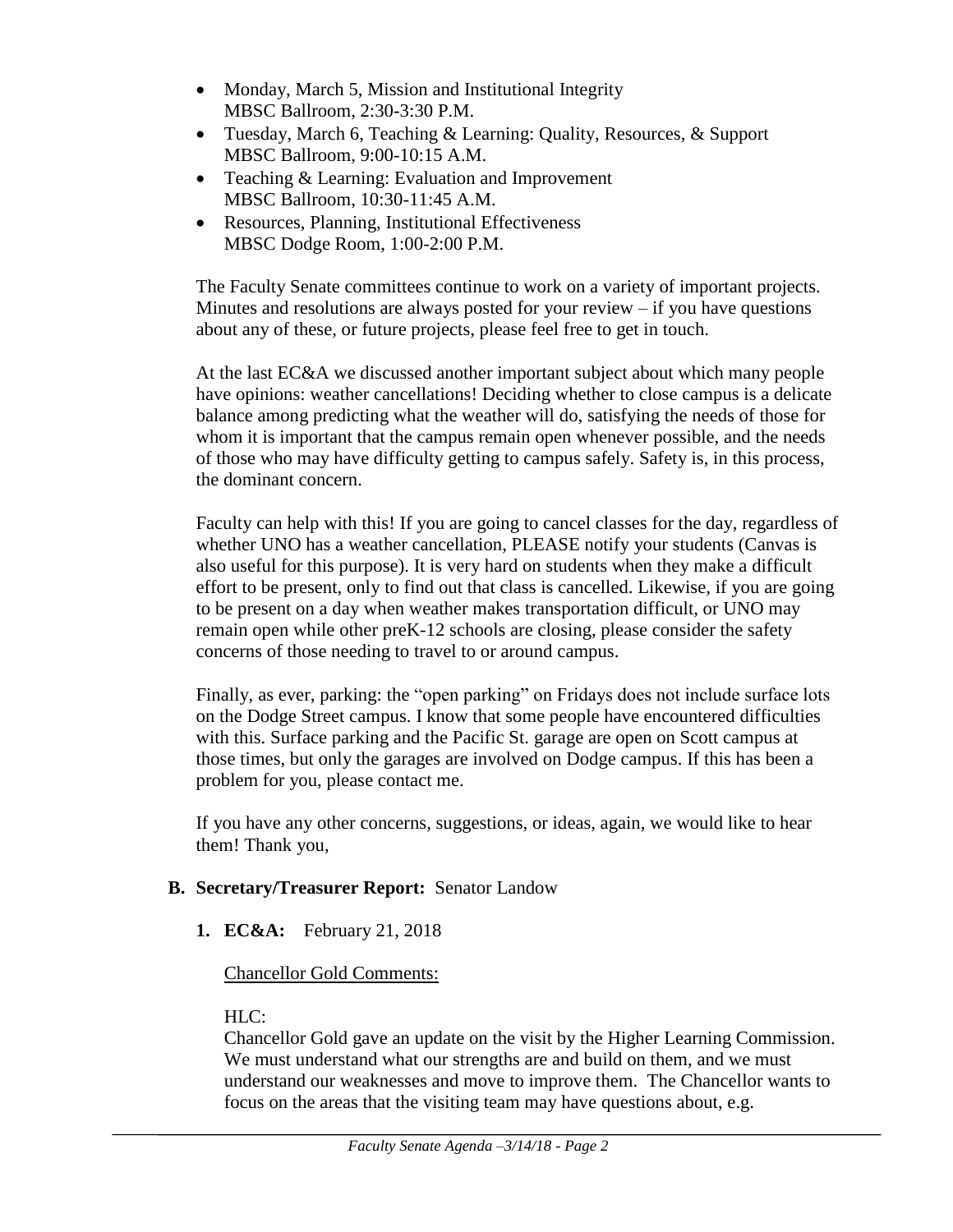- Monday, March 5, Mission and Institutional Integrity
  MBSC Ballroom, 2:30-3:30 P.M.
- Tuesday, March 6, Teaching & Learning: Quality, Resources, & Support
  MBSC Ballroom, 9:00-10:15 A.M.
- Teaching & Learning: Evaluation and Improvement
  MBSC Ballroom, 10:30-11:45 A.M.
- Resources, Planning, Institutional Effectiveness
  MBSC Dodge Room, 1:00-2:00 P.M.

The Faculty Senate committees continue to work on a variety of important projects. Minutes and resolutions are always posted for your review – if you have questions about any of these, or future projects, please feel free to get in touch.

At the last EC&A we discussed another important subject about which many people have opinions: weather cancellations! Deciding whether to close campus is a delicate balance among predicting what the weather will do, satisfying the needs of those for whom it is important that the campus remain open whenever possible, and the needs of those who may have difficulty getting to campus safely. Safety is, in this process, the dominant concern.

Faculty can help with this! If you are going to cancel classes for the day, regardless of whether UNO has a weather cancellation, PLEASE notify your students (Canvas is also useful for this purpose). It is very hard on students when they make a difficult effort to be present, only to find out that class is cancelled. Likewise, if you are going to be present on a day when weather makes transportation difficult, or UNO may remain open while other preK-12 schools are closing, please consider the safety concerns of those needing to travel to or around campus.

Finally, as ever, parking: the "open parking" on Fridays does not include surface lots on the Dodge Street campus. I know that some people have encountered difficulties with this. Surface parking and the Pacific St. garage are open on Scott campus at those times, but only the garages are involved on Dodge campus. If this has been a problem for you, please contact me.

If you have any other concerns, suggestions, or ideas, again, we would like to hear them! Thank you,

**B. Secretary/Treasurer Report:** Senator Landow

**1. EC&A:** February 21, 2018

<u>Chancellor Gold Comments:</u>

HLC:
Chancellor Gold gave an update on the visit by the Higher Learning Commission. We must understand what our strengths are and build on them, and we must understand our weaknesses and move to improve them. The Chancellor wants to focus on the areas that the visiting team may have questions about, e.g.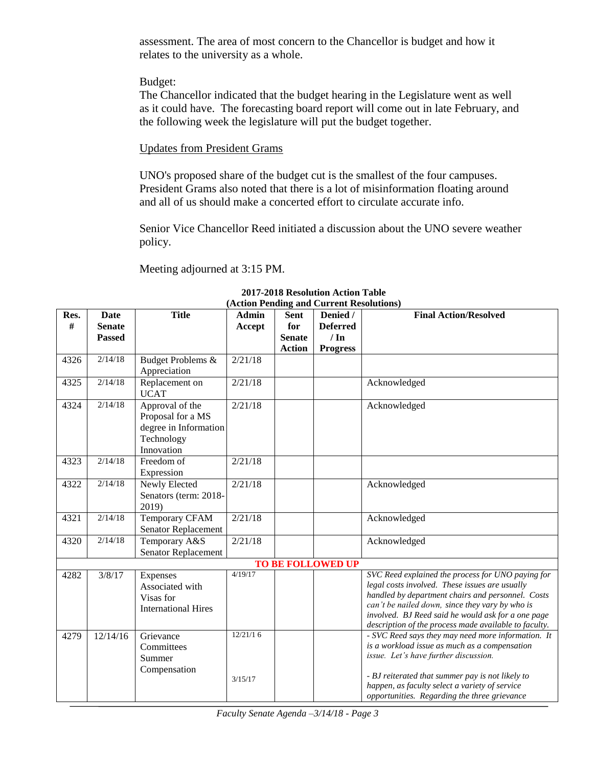assessment. The area of most concern to the Chancellor is budget and how it relates to the university as a whole.

Budget:
The Chancellor indicated that the budget hearing in the Legislature went as well as it could have. The forecasting board report will come out in late February, and the following week the legislature will put the budget together.

Updates from President Grams

UNO's proposed share of the budget cut is the smallest of the four campuses. President Grams also noted that there is a lot of misinformation floating around and all of us should make a concerted effort to circulate accurate info.

Senior Vice Chancellor Reed initiated a discussion about the UNO severe weather policy.

Meeting adjourned at 3:15 PM.

**2017-2018 Resolution Action Table**
**(Action Pending and Current Resolutions)**

| Res. # | Date Senate Passed | Title | Admin Accept | Sent for Senate Action | Denied / Deferred / In Progress | Final Action/Resolved |
|---|---|---|---|---|---|---|
| 4326 | 2/14/18 | Budget Problems & Appreciation | 2/21/18 | | | |
| 4325 | 2/14/18 | Replacement on UCAT | 2/21/18 | | | Acknowledged |
| 4324 | 2/14/18 | Approval of the Proposal for a MS degree in Information Technology Innovation | 2/21/18 | | | Acknowledged |
| 4323 | 2/14/18 | Freedom of Expression | 2/21/18 | | | |
| 4322 | 2/14/18 | Newly Elected Senators (term: 2018-2019) | 2/21/18 | | | Acknowledged |
| 4321 | 2/14/18 | Temporary CFAM Senator Replacement | 2/21/18 | | | Acknowledged |
| 4320 | 2/14/18 | Temporary A&S Senator Replacement | 2/21/18 | | | Acknowledged |
| | | | **TO BE FOLLOWED UP** | | | |
| 4282 | 3/8/17 | Expenses Associated with Visas for International Hires | 4/19/17 | | | *SVC Reed explained the process for UNO paying for legal costs involved. These issues are usually handled by department chairs and personnel. Costs can't be nailed down, since they vary by who is involved. BJ Reed said he would ask for a one page description of the process made available to faculty.* |
| 4279 | 12/14/16 | Grievance Committees Summer Compensation | 12/21/16<br><br>3/15/17 | | | *- SVC Reed says they may need more information. It is a workload issue as much as a compensation issue. Let's have further discussion.*<br><br>*- BJ reiterated that summer pay is not likely to happen, as faculty select a variety of service opportunities. Regarding the three grievance* |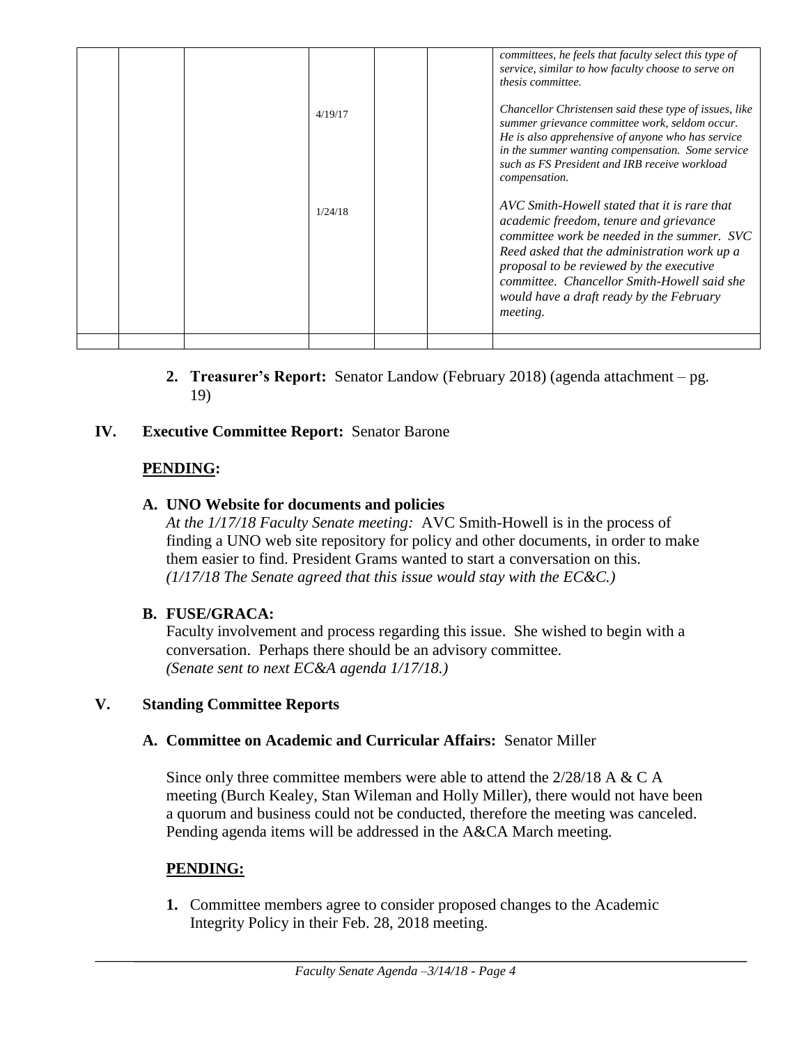|  |  |  |  |  |  |  |
|---|---|---|---|---|---|---|
|  |  |  |  |  |  | *committees, he feels that faculty select this type of service, similar to how faculty choose to serve on thesis committee.* |
|  |  |  | 4/19/17 |  |  | *Chancellor Christensen said these type of issues, like summer grievance committee work, seldom occur. He is also apprehensive of anyone who has service in the summer wanting compensation. Some service such as FS President and IRB receive workload compensation.* |
|  |  |  | 1/24/18 |  |  | *AVC Smith-Howell stated that it is rare that academic freedom, tenure and grievance committee work be needed in the summer. SVC Reed asked that the administration work up a proposal to be reviewed by the executive committee. Chancellor Smith-Howell said she would have a draft ready by the February meeting.* |
|  |  |  |  |  |  |  |

2. **Treasurer's Report:** Senator Landow (February 2018) (agenda attachment – pg. 19)

## IV. Executive Committee Report: Senator Barone

**PENDING:**

**A. UNO Website for documents and policies**

*At the 1/17/18 Faculty Senate meeting:* AVC Smith-Howell is in the process of finding a UNO web site repository for policy and other documents, in order to make them easier to find. President Grams wanted to start a conversation on this. *(1/17/18 The Senate agreed that this issue would stay with the EC&C.)*

**B. FUSE/GRACA:**

Faculty involvement and process regarding this issue. She wished to begin with a conversation. Perhaps there should be an advisory committee. *(Senate sent to next EC&A agenda 1/17/18.)*

## V. Standing Committee Reports

**A. Committee on Academic and Curricular Affairs:** Senator Miller

Since only three committee members were able to attend the 2/28/18 A & C A meeting (Burch Kealey, Stan Wileman and Holly Miller), there would not have been a quorum and business could not be conducted, therefore the meeting was canceled. Pending agenda items will be addressed in the A&CA March meeting.

**PENDING:**

1. Committee members agree to consider proposed changes to the Academic Integrity Policy in their Feb. 28, 2018 meeting.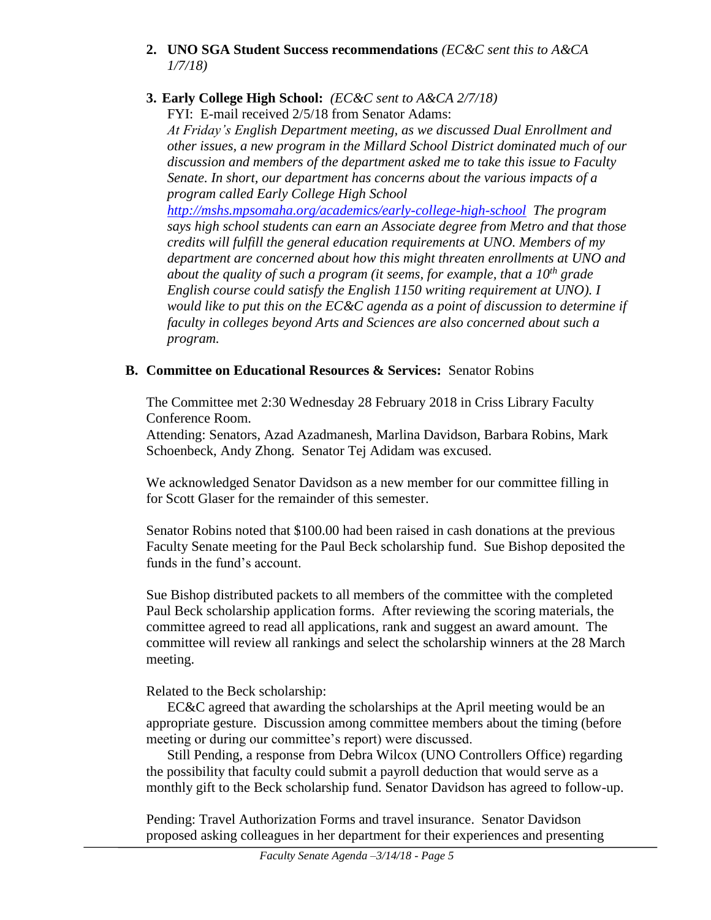2. **UNO SGA Student Success recommendations** *(EC&C sent this to A&CA 1/7/18)*

3. **Early College High School:** *(EC&C sent to A&CA 2/7/18)*

   FYI: E-mail received 2/5/18 from Senator Adams:

   *At Friday's English Department meeting, as we discussed Dual Enrollment and other issues, a new program in the Millard School District dominated much of our discussion and members of the department asked me to take this issue to Faculty Senate. In short, our department has concerns about the various impacts of a program called Early College High School [http://mshs.mpsomaha.org/academics/early-college-high-school](http://mshs.mpsomaha.org/academics/early-college-high-school) The program says high school students can earn an Associate degree from Metro and that those credits will fulfill the general education requirements at UNO. Members of my department are concerned about how this might threaten enrollments at UNO and about the quality of such a program (it seems, for example, that a 10th grade English course could satisfy the English 1150 writing requirement at UNO). I would like to put this on the EC&C agenda as a point of discussion to determine if faculty in colleges beyond Arts and Sciences are also concerned about such a program.*

**B. Committee on Educational Resources & Services:** Senator Robins

The Committee met 2:30 Wednesday 28 February 2018 in Criss Library Faculty Conference Room.

Attending: Senators, Azad Azadmanesh, Marlina Davidson, Barbara Robins, Mark Schoenbeck, Andy Zhong. Senator Tej Adidam was excused.

We acknowledged Senator Davidson as a new member for our committee filling in for Scott Glaser for the remainder of this semester.

Senator Robins noted that $100.00 had been raised in cash donations at the previous Faculty Senate meeting for the Paul Beck scholarship fund. Sue Bishop deposited the funds in the fund's account.

Sue Bishop distributed packets to all members of the committee with the completed Paul Beck scholarship application forms. After reviewing the scoring materials, the committee agreed to read all applications, rank and suggest an award amount. The committee will review all rankings and select the scholarship winners at the 28 March meeting.

Related to the Beck scholarship:

EC&C agreed that awarding the scholarships at the April meeting would be an appropriate gesture. Discussion among committee members about the timing (before meeting or during our committee's report) were discussed.

Still Pending, a response from Debra Wilcox (UNO Controllers Office) regarding the possibility that faculty could submit a payroll deduction that would serve as a monthly gift to the Beck scholarship fund. Senator Davidson has agreed to follow-up.

Pending: Travel Authorization Forms and travel insurance. Senator Davidson proposed asking colleagues in her department for their experiences and presenting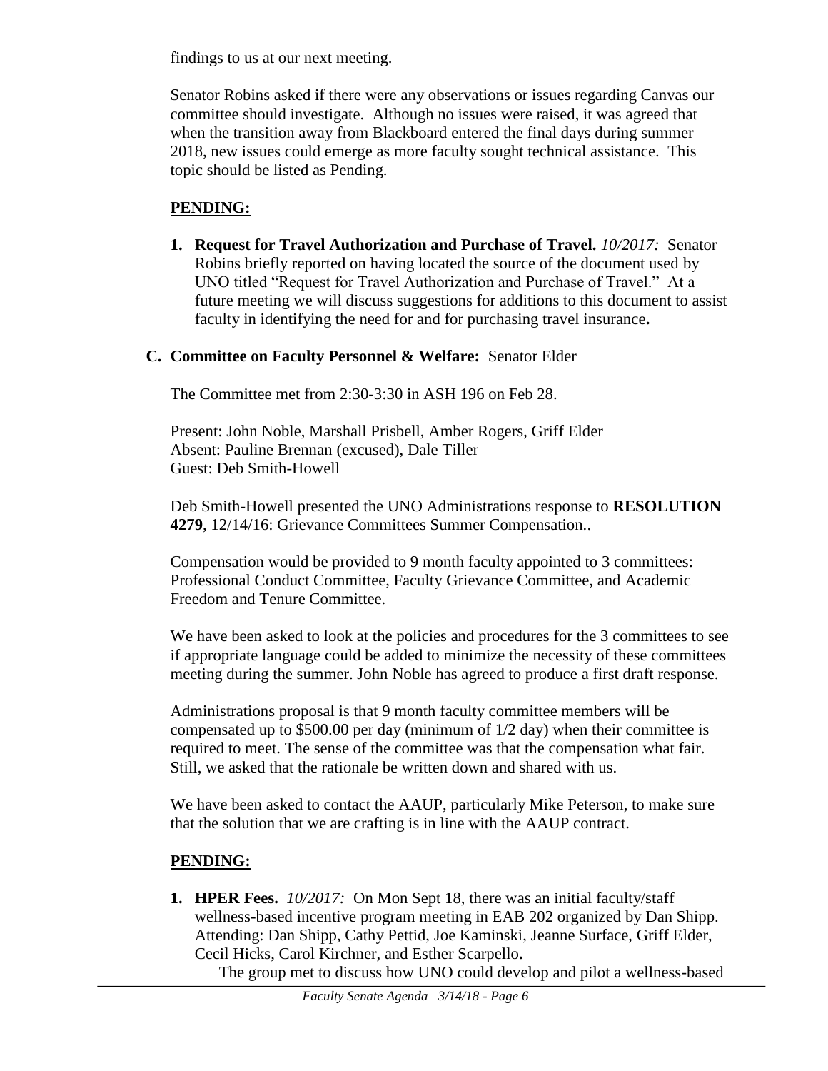findings to us at our next meeting.

Senator Robins asked if there were any observations or issues regarding Canvas our committee should investigate. Although no issues were raised, it was agreed that when the transition away from Blackboard entered the final days during summer 2018, new issues could emerge as more faculty sought technical assistance. This topic should be listed as Pending.

**PENDING:**

1. **Request for Travel Authorization and Purchase of Travel.** *10/2017:* Senator Robins briefly reported on having located the source of the document used by UNO titled "Request for Travel Authorization and Purchase of Travel." At a future meeting we will discuss suggestions for additions to this document to assist faculty in identifying the need for and for purchasing travel insurance**.**

**C. Committee on Faculty Personnel & Welfare:** Senator Elder

The Committee met from 2:30-3:30 in ASH 196 on Feb 28.

Present: John Noble, Marshall Prisbell, Amber Rogers, Griff Elder
Absent: Pauline Brennan (excused), Dale Tiller
Guest: Deb Smith-Howell

Deb Smith-Howell presented the UNO Administrations response to **RESOLUTION 4279**, 12/14/16: Grievance Committees Summer Compensation..

Compensation would be provided to 9 month faculty appointed to 3 committees: Professional Conduct Committee, Faculty Grievance Committee, and Academic Freedom and Tenure Committee.

We have been asked to look at the policies and procedures for the 3 committees to see if appropriate language could be added to minimize the necessity of these committees meeting during the summer. John Noble has agreed to produce a first draft response.

Administrations proposal is that 9 month faculty committee members will be compensated up to $500.00 per day (minimum of 1/2 day) when their committee is required to meet. The sense of the committee was that the compensation what fair. Still, we asked that the rationale be written down and shared with us.

We have been asked to contact the AAUP, particularly Mike Peterson, to make sure that the solution that we are crafting is in line with the AAUP contract.

**PENDING:**

1. **HPER Fees.** *10/2017:* On Mon Sept 18, there was an initial faculty/staff wellness-based incentive program meeting in EAB 202 organized by Dan Shipp. Attending: Dan Shipp, Cathy Pettid, Joe Kaminski, Jeanne Surface, Griff Elder, Cecil Hicks, Carol Kirchner, and Esther Scarpello**.**
   The group met to discuss how UNO could develop and pilot a wellness-based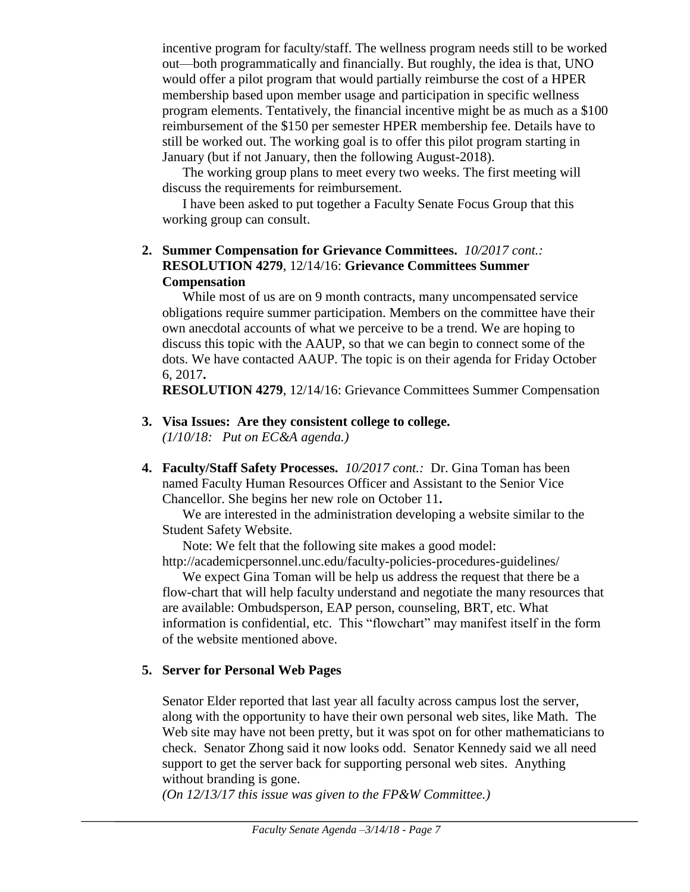incentive program for faculty/staff. The wellness program needs still to be worked out—both programmatically and financially. But roughly, the idea is that, UNO would offer a pilot program that would partially reimburse the cost of a HPER membership based upon member usage and participation in specific wellness program elements. Tentatively, the financial incentive might be as much as a $100 reimbursement of the $150 per semester HPER membership fee. Details have to still be worked out. The working goal is to offer this pilot program starting in January (but if not January, then the following August-2018).

The working group plans to meet every two weeks. The first meeting will discuss the requirements for reimbursement.

I have been asked to put together a Faculty Senate Focus Group that this working group can consult.

2. **Summer Compensation for Grievance Committees.** *10/2017 cont.:* **RESOLUTION 4279**, 12/14/16: **Grievance Committees Summer Compensation**

   While most of us are on 9 month contracts, many uncompensated service obligations require summer participation. Members on the committee have their own anecdotal accounts of what we perceive to be a trend. We are hoping to discuss this topic with the AAUP, so that we can begin to connect some of the dots. We have contacted AAUP. The topic is on their agenda for Friday October 6, 2017**.**

   **RESOLUTION 4279**, 12/14/16: Grievance Committees Summer Compensation

3. **Visa Issues: Are they consistent college to college.**
   *(1/10/18: Put on EC&A agenda.)*

4. **Faculty/Staff Safety Processes.** *10/2017 cont.:* Dr. Gina Toman has been named Faculty Human Resources Officer and Assistant to the Senior Vice Chancellor. She begins her new role on October 11**.**

   We are interested in the administration developing a website similar to the Student Safety Website.

   Note: We felt that the following site makes a good model: http://academicpersonnel.unc.edu/faculty-policies-procedures-guidelines/

   We expect Gina Toman will be help us address the request that there be a flow-chart that will help faculty understand and negotiate the many resources that are available: Ombudsperson, EAP person, counseling, BRT, etc. What information is confidential, etc. This "flowchart" may manifest itself in the form of the website mentioned above.

5. **Server for Personal Web Pages**

   Senator Elder reported that last year all faculty across campus lost the server, along with the opportunity to have their own personal web sites, like Math. The Web site may have not been pretty, but it was spot on for other mathematicians to check. Senator Zhong said it now looks odd. Senator Kennedy said we all need support to get the server back for supporting personal web sites. Anything without branding is gone.

   *(On 12/13/17 this issue was given to the FP&W Committee.)*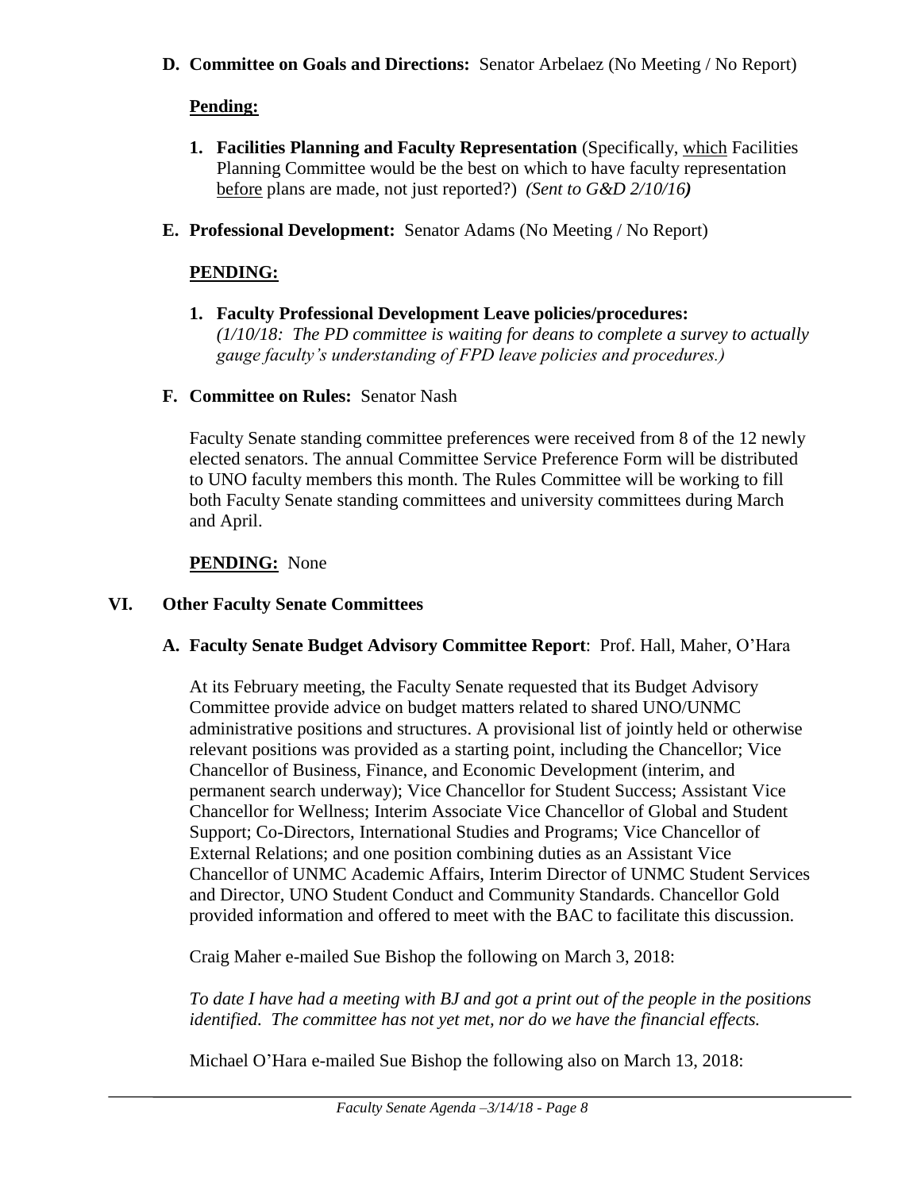**D. Committee on Goals and Directions:** Senator Arbelaez (No Meeting / No Report)

**Pending:**

1. **Facilities Planning and Faculty Representation** (Specifically, which Facilities Planning Committee would be the best on which to have faculty representation before plans are made, not just reported?) *(Sent to G&D 2/10/16)*

**E. Professional Development:** Senator Adams (No Meeting / No Report)

**PENDING:**

1. **Faculty Professional Development Leave policies/procedures:** *(1/10/18: The PD committee is waiting for deans to complete a survey to actually gauge faculty's understanding of FPD leave policies and procedures.)*

**F. Committee on Rules:** Senator Nash

Faculty Senate standing committee preferences were received from 8 of the 12 newly elected senators. The annual Committee Service Preference Form will be distributed to UNO faculty members this month. The Rules Committee will be working to fill both Faculty Senate standing committees and university committees during March and April.

**PENDING:** None

## VI. Other Faculty Senate Committees

**A. Faculty Senate Budget Advisory Committee Report**: Prof. Hall, Maher, O'Hara

At its February meeting, the Faculty Senate requested that its Budget Advisory Committee provide advice on budget matters related to shared UNO/UNMC administrative positions and structures. A provisional list of jointly held or otherwise relevant positions was provided as a starting point, including the Chancellor; Vice Chancellor of Business, Finance, and Economic Development (interim, and permanent search underway); Vice Chancellor for Student Success; Assistant Vice Chancellor for Wellness; Interim Associate Vice Chancellor of Global and Student Support; Co-Directors, International Studies and Programs; Vice Chancellor of External Relations; and one position combining duties as an Assistant Vice Chancellor of UNMC Academic Affairs, Interim Director of UNMC Student Services and Director, UNO Student Conduct and Community Standards. Chancellor Gold provided information and offered to meet with the BAC to facilitate this discussion.

Craig Maher e-mailed Sue Bishop the following on March 3, 2018:

*To date I have had a meeting with BJ and got a print out of the people in the positions identified. The committee has not yet met, nor do we have the financial effects.*

Michael O'Hara e-mailed Sue Bishop the following also on March 13, 2018: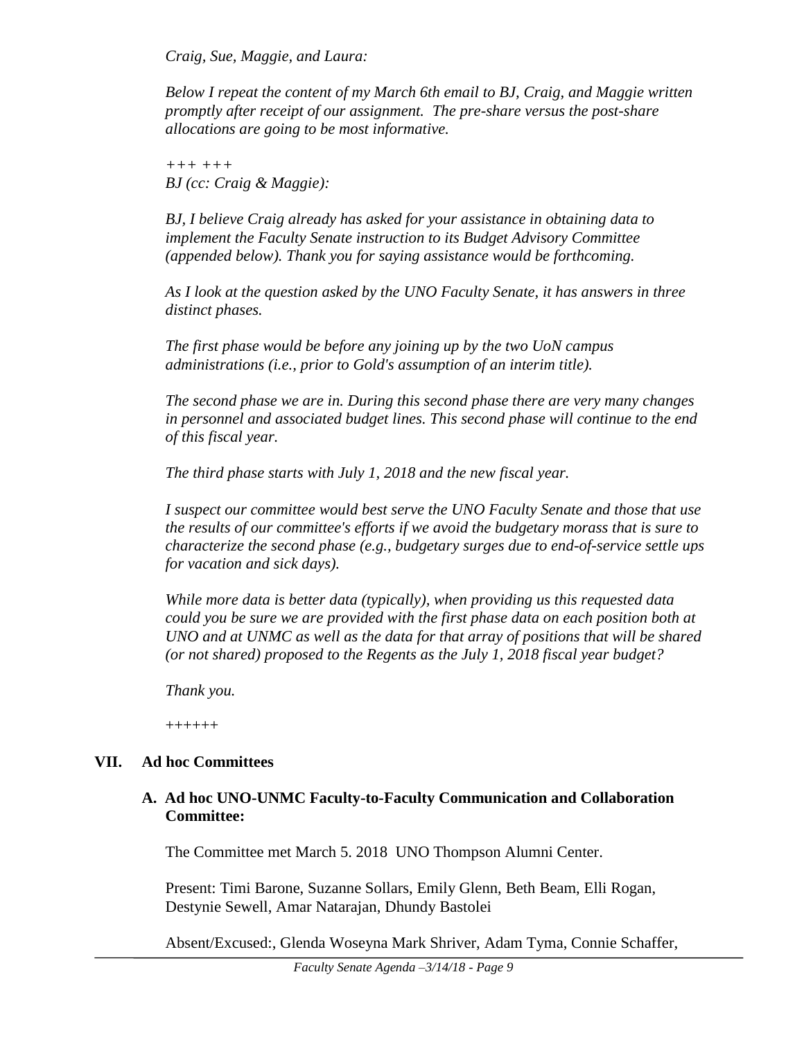*Craig, Sue, Maggie, and Laura:*

*Below I repeat the content of my March 6th email to BJ, Craig, and Maggie written promptly after receipt of our assignment. The pre-share versus the post-share allocations are going to be most informative.*

*+++ +++*
*BJ (cc: Craig & Maggie):*

*BJ, I believe Craig already has asked for your assistance in obtaining data to implement the Faculty Senate instruction to its Budget Advisory Committee (appended below). Thank you for saying assistance would be forthcoming.*

*As I look at the question asked by the UNO Faculty Senate, it has answers in three distinct phases.*

*The first phase would be before any joining up by the two UoN campus administrations (i.e., prior to Gold's assumption of an interim title).*

*The second phase we are in. During this second phase there are very many changes in personnel and associated budget lines. This second phase will continue to the end of this fiscal year.*

*The third phase starts with July 1, 2018 and the new fiscal year.*

*I suspect our committee would best serve the UNO Faculty Senate and those that use the results of our committee's efforts if we avoid the budgetary morass that is sure to characterize the second phase (e.g., budgetary surges due to end-of-service settle ups for vacation and sick days).*

*While more data is better data (typically), when providing us this requested data could you be sure we are provided with the first phase data on each position both at UNO and at UNMC as well as the data for that array of positions that will be shared (or not shared) proposed to the Regents as the July 1, 2018 fiscal year budget?*

*Thank you.*

*++++++*

## VII. Ad hoc Committees

### A. Ad hoc UNO-UNMC Faculty-to-Faculty Communication and Collaboration Committee:

The Committee met March 5. 2018 UNO Thompson Alumni Center.

Present: Timi Barone, Suzanne Sollars, Emily Glenn, Beth Beam, Elli Rogan, Destynie Sewell, Amar Natarajan, Dhundy Bastolei

Absent/Excused:, Glenda Woseyna Mark Shriver, Adam Tyma, Connie Schaffer,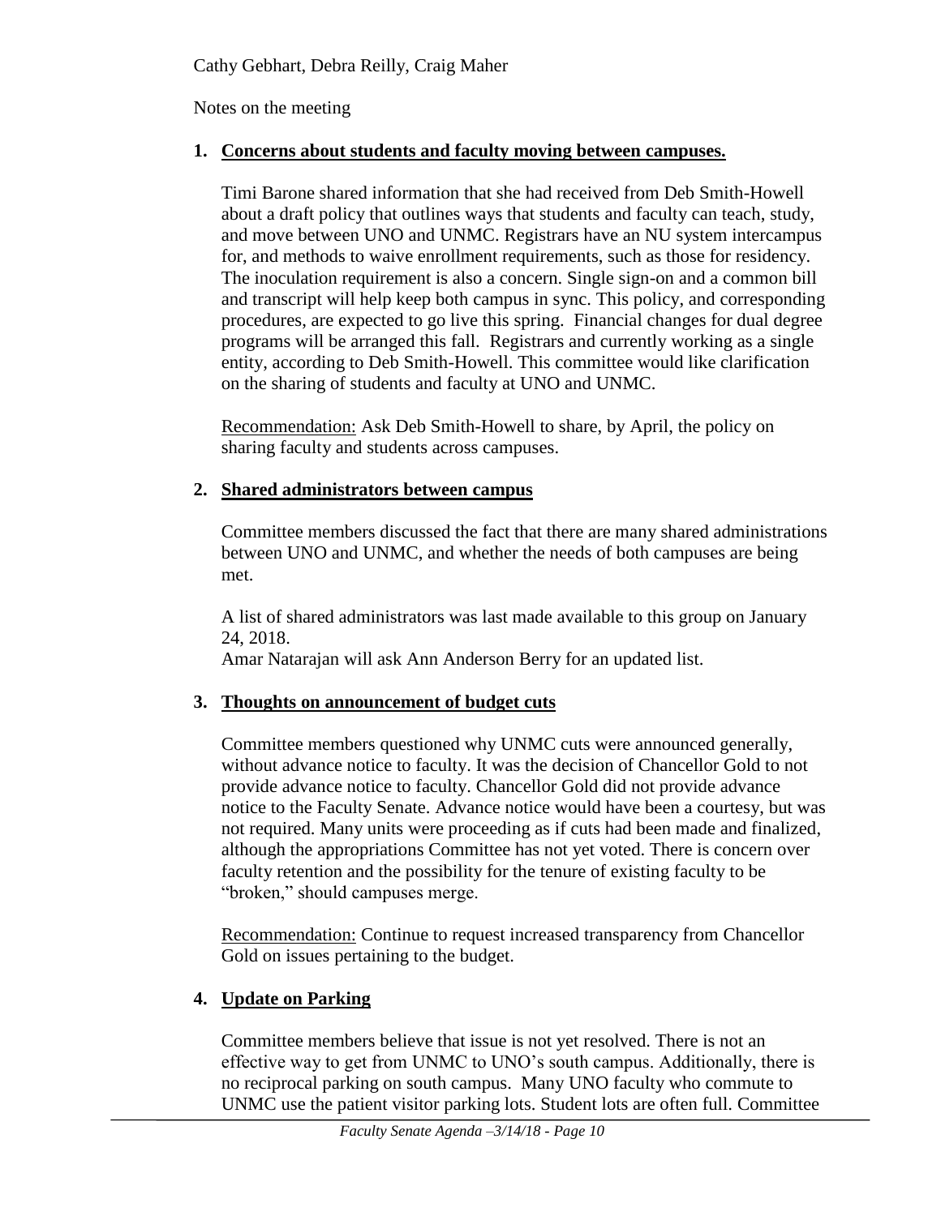Cathy Gebhart, Debra Reilly, Craig Maher

Notes on the meeting

1. **Concerns about students and faculty moving between campuses.**

   Timi Barone shared information that she had received from Deb Smith-Howell about a draft policy that outlines ways that students and faculty can teach, study, and move between UNO and UNMC. Registrars have an NU system intercampus for, and methods to waive enrollment requirements, such as those for residency. The inoculation requirement is also a concern. Single sign-on and a common bill and transcript will help keep both campus in sync. This policy, and corresponding procedures, are expected to go live this spring. Financial changes for dual degree programs will be arranged this fall. Registrars and currently working as a single entity, according to Deb Smith-Howell. This committee would like clarification on the sharing of students and faculty at UNO and UNMC.

   Recommendation: Ask Deb Smith-Howell to share, by April, the policy on sharing faculty and students across campuses.

2. **Shared administrators between campus**

   Committee members discussed the fact that there are many shared administrations between UNO and UNMC, and whether the needs of both campuses are being met.

   A list of shared administrators was last made available to this group on January 24, 2018.
   Amar Natarajan will ask Ann Anderson Berry for an updated list.

3. **Thoughts on announcement of budget cuts**

   Committee members questioned why UNMC cuts were announced generally, without advance notice to faculty. It was the decision of Chancellor Gold to not provide advance notice to faculty. Chancellor Gold did not provide advance notice to the Faculty Senate. Advance notice would have been a courtesy, but was not required. Many units were proceeding as if cuts had been made and finalized, although the appropriations Committee has not yet voted. There is concern over faculty retention and the possibility for the tenure of existing faculty to be "broken," should campuses merge.

   Recommendation: Continue to request increased transparency from Chancellor Gold on issues pertaining to the budget.

4. **Update on Parking**

   Committee members believe that issue is not yet resolved. There is not an effective way to get from UNMC to UNO's south campus. Additionally, there is no reciprocal parking on south campus. Many UNO faculty who commute to UNMC use the patient visitor parking lots. Student lots are often full. Committee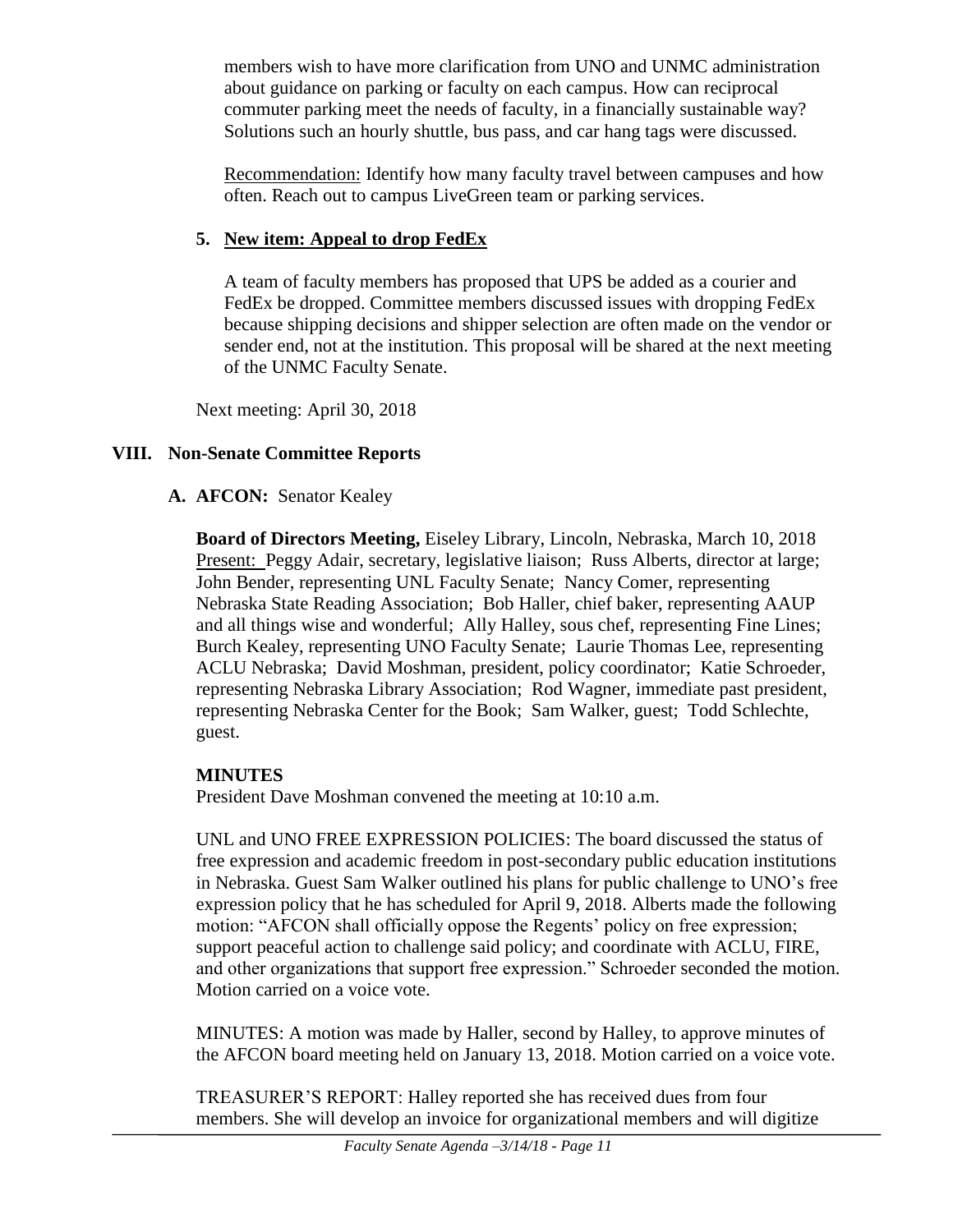members wish to have more clarification from UNO and UNMC administration about guidance on parking or faculty on each campus. How can reciprocal commuter parking meet the needs of faculty, in a financially sustainable way? Solutions such an hourly shuttle, bus pass, and car hang tags were discussed.

Recommendation: Identify how many faculty travel between campuses and how often. Reach out to campus LiveGreen team or parking services.

**5. New item: Appeal to drop FedEx**

A team of faculty members has proposed that UPS be added as a courier and FedEx be dropped. Committee members discussed issues with dropping FedEx because shipping decisions and shipper selection are often made on the vendor or sender end, not at the institution. This proposal will be shared at the next meeting of the UNMC Faculty Senate.

Next meeting: April 30, 2018

## VIII. Non-Senate Committee Reports

**A. AFCON:** Senator Kealey

**Board of Directors Meeting,** Eiseley Library, Lincoln, Nebraska, March 10, 2018
Present: Peggy Adair, secretary, legislative liaison; Russ Alberts, director at large; John Bender, representing UNL Faculty Senate; Nancy Comer, representing Nebraska State Reading Association; Bob Haller, chief baker, representing AAUP and all things wise and wonderful; Ally Halley, sous chef, representing Fine Lines; Burch Kealey, representing UNO Faculty Senate; Laurie Thomas Lee, representing ACLU Nebraska; David Moshman, president, policy coordinator; Katie Schroeder, representing Nebraska Library Association; Rod Wagner, immediate past president, representing Nebraska Center for the Book; Sam Walker, guest; Todd Schlechte, guest.

**MINUTES**
President Dave Moshman convened the meeting at 10:10 a.m.

UNL and UNO FREE EXPRESSION POLICIES: The board discussed the status of free expression and academic freedom in post-secondary public education institutions in Nebraska. Guest Sam Walker outlined his plans for public challenge to UNO's free expression policy that he has scheduled for April 9, 2018. Alberts made the following motion: "AFCON shall officially oppose the Regents' policy on free expression; support peaceful action to challenge said policy; and coordinate with ACLU, FIRE, and other organizations that support free expression." Schroeder seconded the motion. Motion carried on a voice vote.

MINUTES: A motion was made by Haller, second by Halley, to approve minutes of the AFCON board meeting held on January 13, 2018. Motion carried on a voice vote.

TREASURER'S REPORT: Halley reported she has received dues from four members. She will develop an invoice for organizational members and will digitize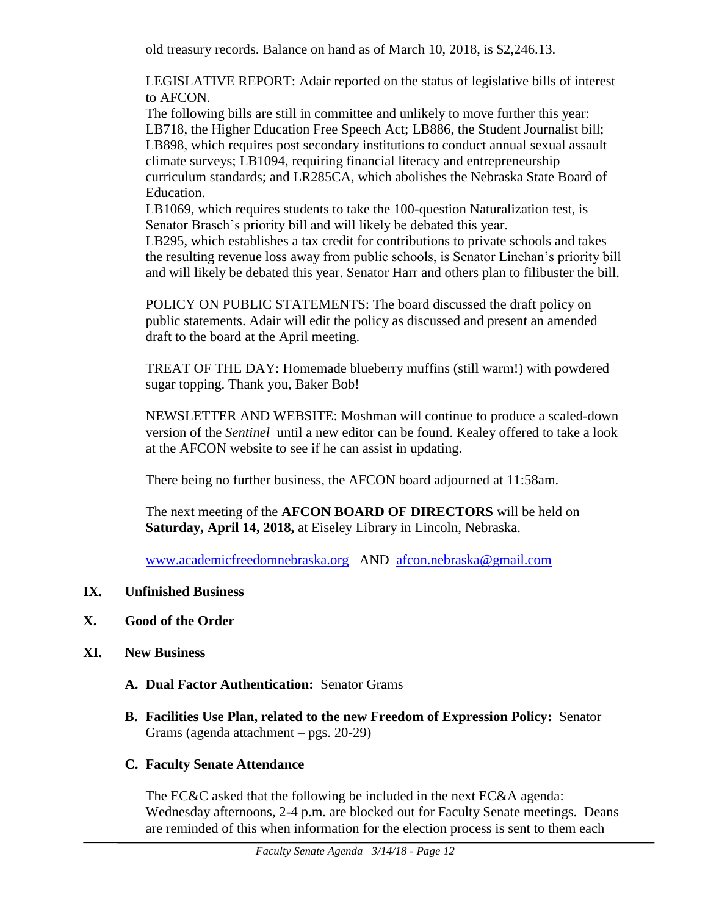old treasury records. Balance on hand as of March 10, 2018, is $2,246.13.

LEGISLATIVE REPORT: Adair reported on the status of legislative bills of interest to AFCON.
The following bills are still in committee and unlikely to move further this year: LB718, the Higher Education Free Speech Act; LB886, the Student Journalist bill; LB898, which requires post secondary institutions to conduct annual sexual assault climate surveys; LB1094, requiring financial literacy and entrepreneurship curriculum standards; and LR285CA, which abolishes the Nebraska State Board of Education.
LB1069, which requires students to take the 100-question Naturalization test, is Senator Brasch's priority bill and will likely be debated this year.
LB295, which establishes a tax credit for contributions to private schools and takes the resulting revenue loss away from public schools, is Senator Linehan's priority bill and will likely be debated this year. Senator Harr and others plan to filibuster the bill.

POLICY ON PUBLIC STATEMENTS: The board discussed the draft policy on public statements. Adair will edit the policy as discussed and present an amended draft to the board at the April meeting.

TREAT OF THE DAY: Homemade blueberry muffins (still warm!) with powdered sugar topping. Thank you, Baker Bob!

NEWSLETTER AND WEBSITE: Moshman will continue to produce a scaled-down version of the *Sentinel* until a new editor can be found. Kealey offered to take a look at the AFCON website to see if he can assist in updating.

There being no further business, the AFCON board adjourned at 11:58am.

The next meeting of the **AFCON BOARD OF DIRECTORS** will be held on **Saturday, April 14, 2018,** at Eiseley Library in Lincoln, Nebraska.

www.academicfreedomnebraska.org AND afcon.nebraska@gmail.com

## IX. Unfinished Business

## X. Good of the Order

## XI. New Business

**A. Dual Factor Authentication:** Senator Grams

**B. Facilities Use Plan, related to the new Freedom of Expression Policy:** Senator Grams (agenda attachment – pgs. 20-29)

**C. Faculty Senate Attendance**

The EC&C asked that the following be included in the next EC&A agenda: Wednesday afternoons, 2-4 p.m. are blocked out for Faculty Senate meetings. Deans are reminded of this when information for the election process is sent to them each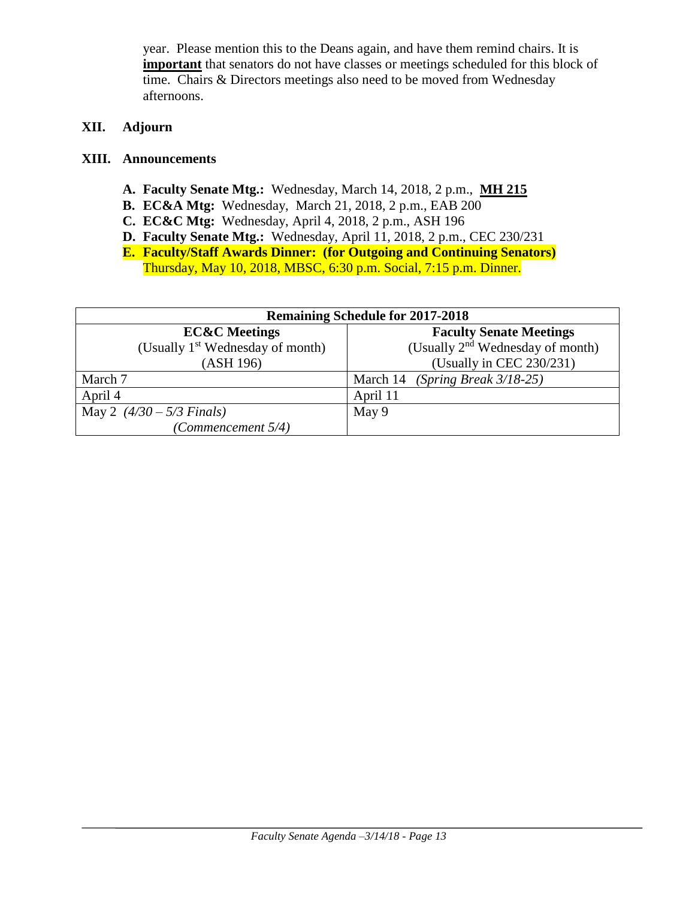year. Please mention this to the Deans again, and have them remind chairs. It is **important** that senators do not have classes or meetings scheduled for this block of time. Chairs & Directors meetings also need to be moved from Wednesday afternoons.

## XII. Adjourn

## XIII. Announcements

- **A. Faculty Senate Mtg.:** Wednesday, March 14, 2018, 2 p.m., **MH 215**
- **B. EC&A Mtg:** Wednesday, March 21, 2018, 2 p.m., EAB 200
- **C. EC&C Mtg:** Wednesday, April 4, 2018, 2 p.m., ASH 196
- **D. Faculty Senate Mtg.:** Wednesday, April 11, 2018, 2 p.m., CEC 230/231
- **E. Faculty/Staff Awards Dinner: (for Outgoing and Continuing Senators)** Thursday, May 10, 2018, MBSC, 6:30 p.m. Social, 7:15 p.m. Dinner.

| Remaining Schedule for 2017-2018 | |
|---|---|
| **EC&C Meetings** (Usually 1st Wednesday of month) (ASH 196) | **Faculty Senate Meetings** (Usually 2nd Wednesday of month) (Usually in CEC 230/231) |
| March 7 | March 14 *(Spring Break 3/18-25)* |
| April 4 | April 11 |
| May 2 *(4/30 – 5/3 Finals)* *(Commencement 5/4)* | May 9 |